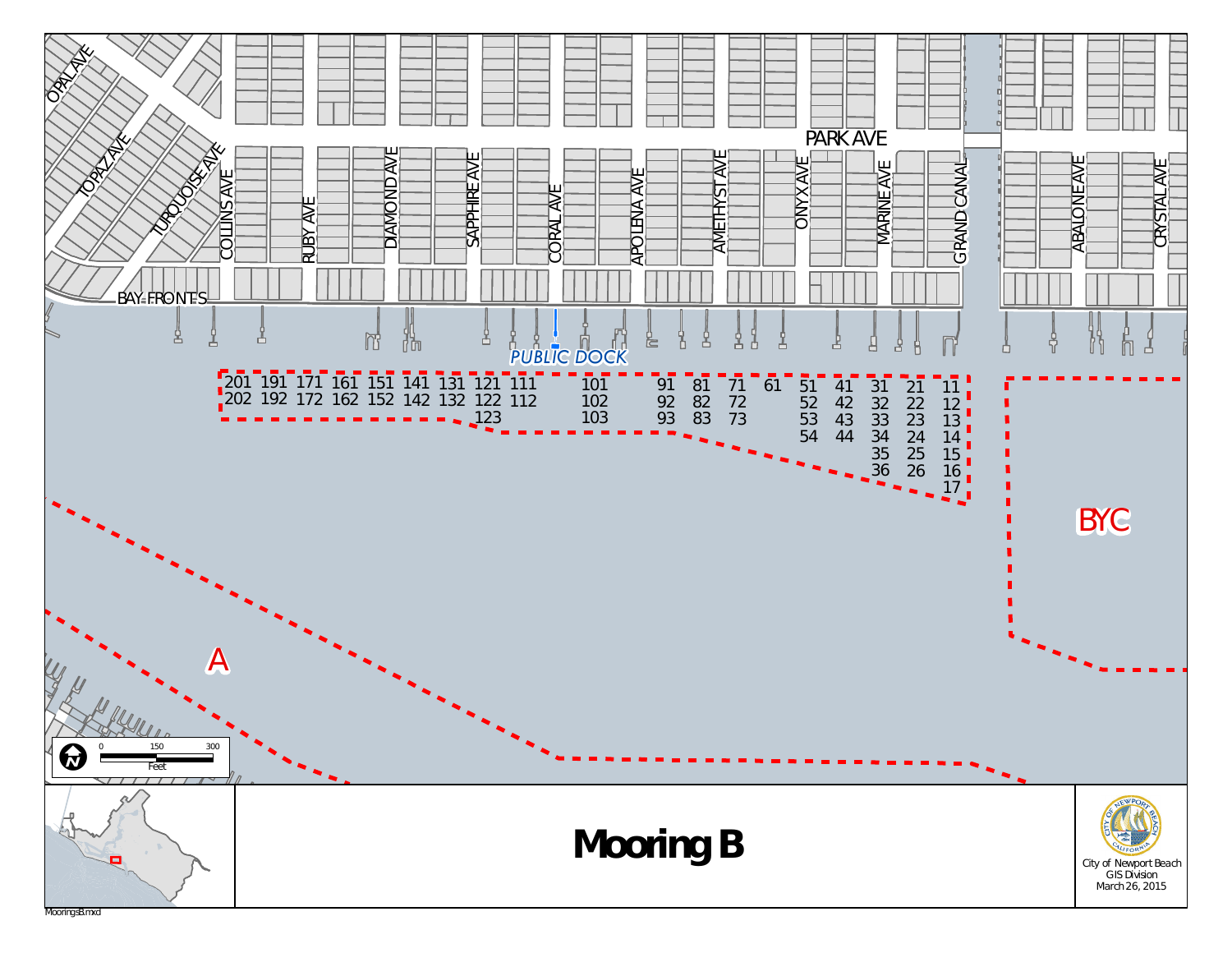# Mooring B

OPAL AVE
TOPAZ AVE
TURQUOISE AVE
COLLINS AVE
RUBY AVE
DIAMOND AVE
SAPPHIRE AVE
CORAL AVE
APOLENA AVE
AMETHYST AVE
ONYX AVE
MARINE AVE
GRAND CANAL
ABALONE AVE
CRYSTAL AVE
PARK AVE
BAY FRONT S

PUBLIC DOCK

201 191 171 161 151 141 131 121 111 101 91 81 71 61 51 41 31 21 11
202 192 172 162 152 142 132 122 112 102 92 82 72 52 42 32 22 12
123 103 93 83 73 53 43 33 23 13
54 44 34 24 14
35 25 15
36 26 16
17

BYC

A

0 150 300
Feet

City of Newport Beach
GIS Division
March 26, 2015

MooringsB.mxd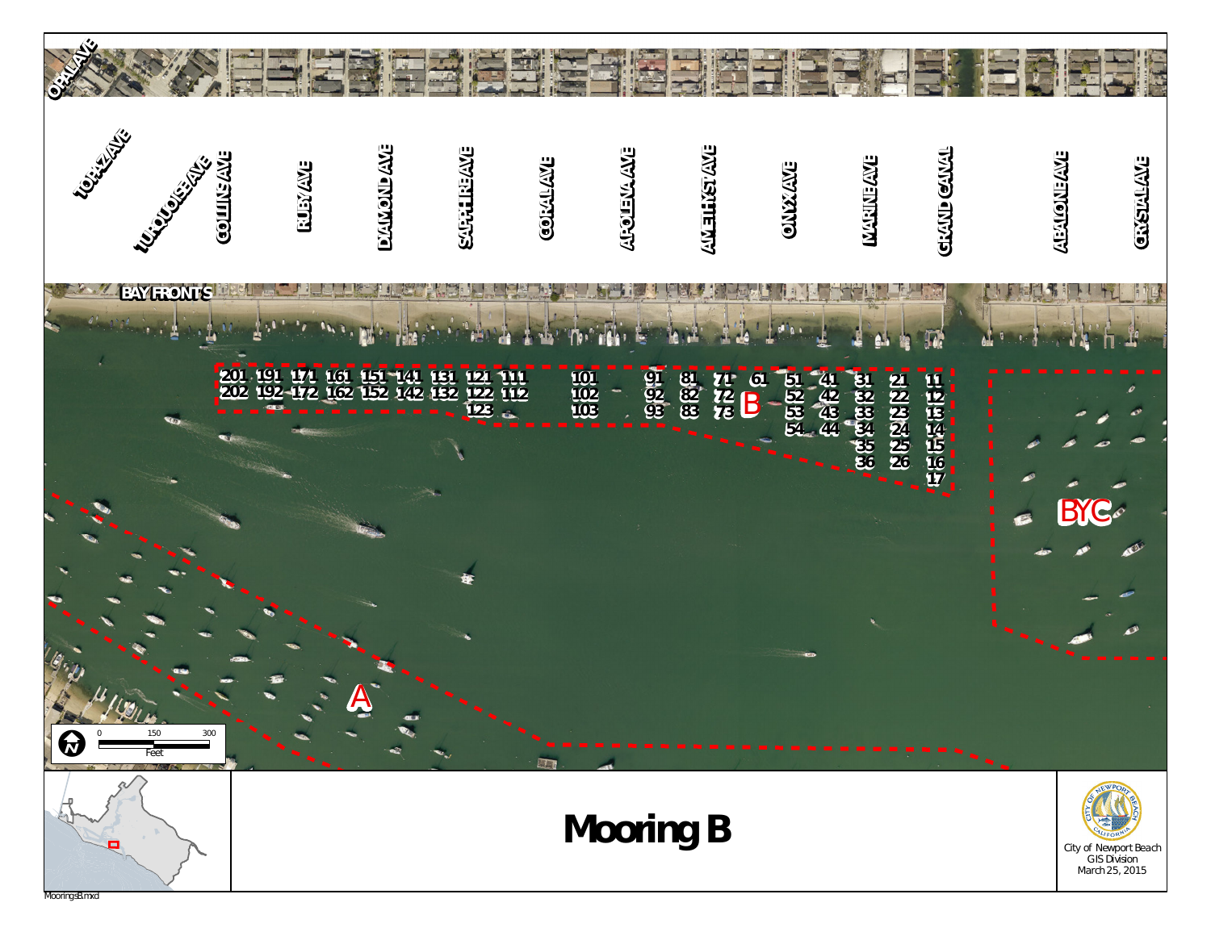OPAL AVE

TOPAZ AVE

TURQUOISE AVE

COLLINS AVE

RUBY AVE

DIAMOND AVE

SAPPHIRE AVE

CORAL AVE

APOLENA AVE

AMETHYST AVE

ONYX AVE

MARINE AVE

GRAND CANAL

ABALONE AVE

CRYSTAL AVE

BAY FRONT S

201 191 171 161 151 141 131 121 111 101 91 81 71 61 51 41 31 21 11

202 192 172 162 152 142 132 122 112 102 92 82 72 52 42 32 22 12

123 103 93 83 73 53 43 33 23 13

54 44 34 24 14

35 25 15

36 26 16

17

B

BYC

A

0 150 300

Feet

# Mooring B

City of Newport Beach
GIS Division
March 25, 2015

MooringsB.mxd